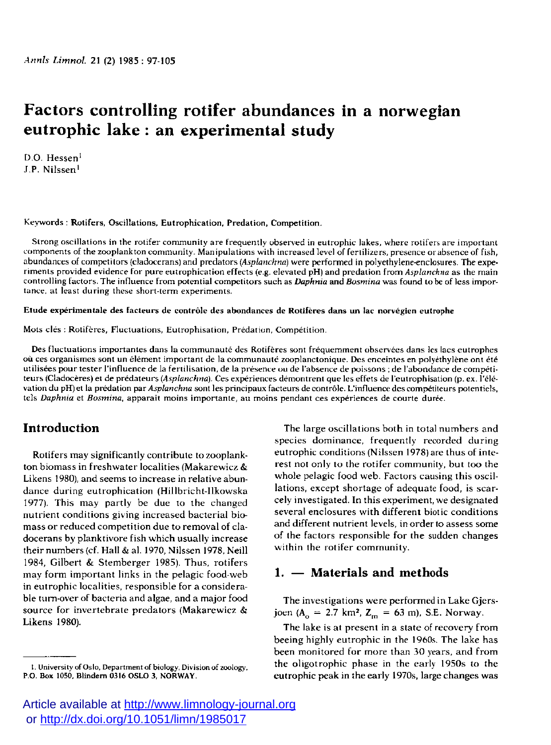# Factors controlling rotifer abundances in a norwegian eutrophic lake : an experimental study

D.O. Hessen[1]
J.P. Nilssen[1]

Keywords : Rotifers, Oscillations, Eutrophication, Predation, Competition.

Strong oscillations in the rotifer community are frequently observed in eutrophic lakes, where rotifers are important components of the zooplankton community. Manipulations with increased level of fertilizers, presence or absence of fish, abundances of competitors (cladocerans) and predators (*Asplanchna*) were performed in polyethylene-enclosures. The experiments provided evidence for pure eutrophication effects (e.g. elevated pH) and predation from *Asplanchna* as the main controlling factors. The influence from potential competitors such as *Daphnia* and *Bosmina* was found to be of less importance, at least during these short-term experiments.

**Etude expérimentale des facteurs de contrôle des abondances de Rotifères dans un lac norvégien eutrophe**

Mots clés : Rotifères, Fluctuations, Eutrophisation, Prédation, Compétition.

Des fluctuations importantes dans la communauté des Rotifères sont fréquemment observées dans les lacs eutrophes où ces organismes sont un élément important de la communauté zooplanctonique. Des enceintes en polyéthylène ont été utilisées pour tester l'influence de la fertilisation, de la présence ou de l'absence de poissons ; de l'abondance de compétiteurs (Cladocères) et de prédateurs (*Asplanchna*). Ces expériences démontrent que les effets de l'eutrophisation (p. ex. l'élévation du pH) et la prédation par *Asplanchna* sont les principaux facteurs de contrôle. L'influence des compétiteurs potentiels, tels *Daphnia* et *Bosmina*, apparait moins importante, au moins pendant ces expériences de courte durée.

## Introduction

Rotifers may significantly contribute to zooplankton biomass in freshwater localities (Makarewicz & Likens 1980), and seems to increase in relative abundance during eutrophication (Hillbricht-Ilkowska 1977). This may partly be due to the changed nutrient conditions giving increased bacterial biomass or reduced competition due to removal of cladocerans by planktivore fish which usually increase their numbers (cf. Hall & al. 1970, Nilssen 1978, Neill 1984, Gilbert & Stemberger 1985). Thus, rotifers may form important links in the pelagic food-web in eutrophic localities, responsible for a considerable turn-over of bacteria and algae, and a major food source for invertebrate predators (Makarewicz & Likens 1980).

The large oscillations both in total numbers and species dominance, frequently recorded during eutrophic conditions (Nilssen 1978) are thus of interest not only to the rotifer community, but too the whole pelagic food web. Factors causing this oscillations, except shortage of adequate food, is scarcely investigated. In this experiment, we designated several enclosures with different biotic conditions and different nutrient levels, in order to assess some of the factors responsible for the sudden changes within the rotifer community.

## 1. — Materials and methods

The investigations were performed in Lake Gjersjoen ($A_o$ = 2.7 km², $Z_m$ = 63 m), S.E. Norway.

The lake is at present in a state of recovery from beeing highly eutrophic in the 1960s. The lake has been monitored for more than 30 years, and from the oligotrophic phase in the early 1950s to the eutrophic peak in the early 1970s, large changes was

[1] University of Oslo, Department of biology, Division of zoology, P.O. Box 1050, Blindern 0316 OSLO 3, NORWAY.

Article available at http://www.limnology-journal.org or http://dx.doi.org/10.1051/limn/1985017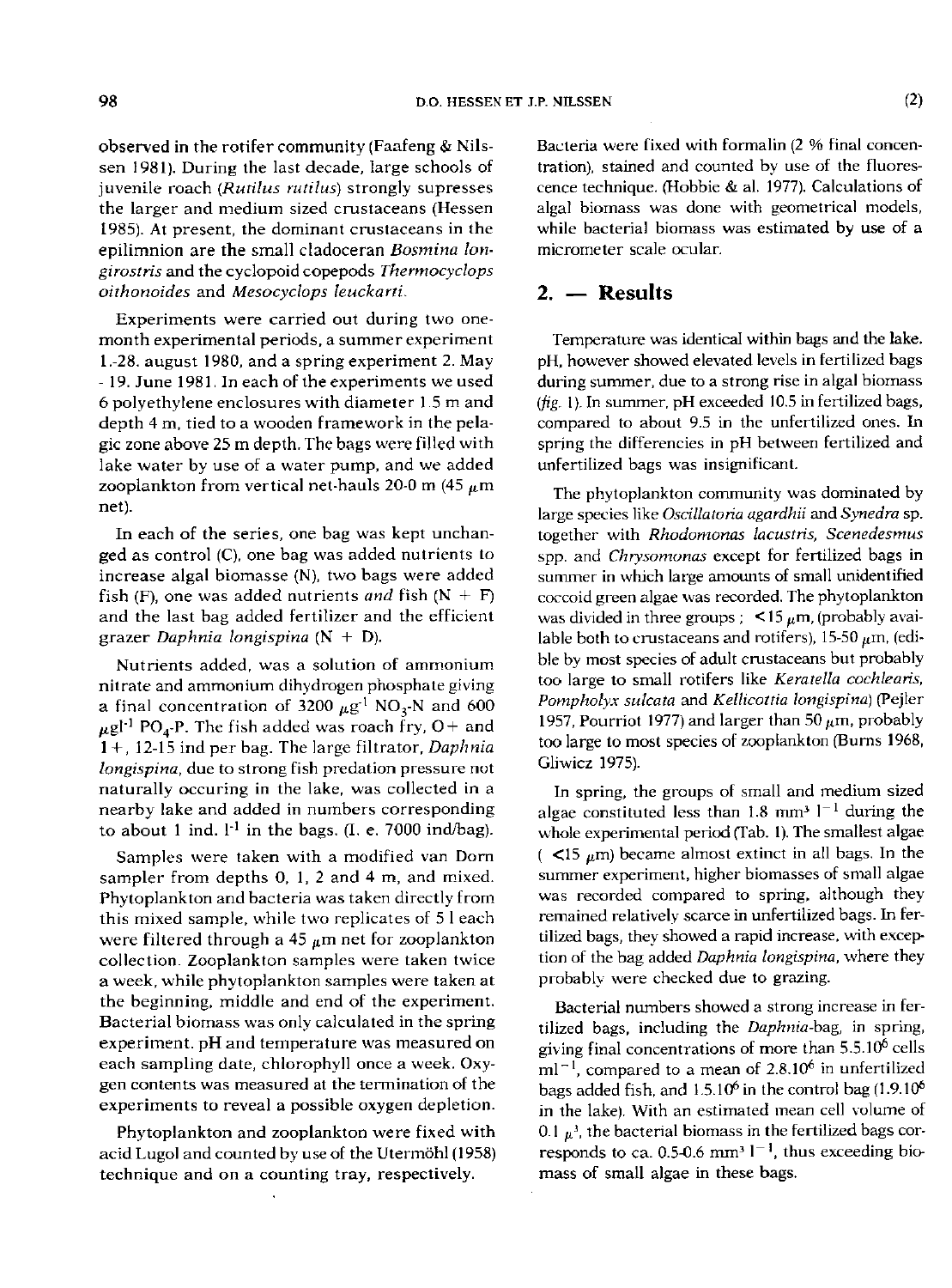observed in the rotifer community (Faafeng & Nilssen 1981). During the last decade, large schools of juvenile roach (*Rutilus rutilus*) strongly supresses the larger and medium sized crustaceans (Hessen 1985). At present, the dominant crustaceans in the epilimnion are the small cladoceran *Bosmina longirostris* and the cyclopoid copepods *Thermocyclops oithonoides* and *Mesocyclops leuckarti*.

Experiments were carried out during two one-month experimental periods, a summer experiment 1.-28. august 1980, and a spring experiment 2. May - 19. June 1981. In each of the experiments we used 6 polyethylene enclosures with diameter 1.5 m and depth 4 m, tied to a wooden framework in the pelagic zone above 25 m depth. The bags were filled with lake water by use of a water pump, and we added zooplankton from vertical net-hauls 20-0 m (45 $\mu$m net).

In each of the series, one bag was kept unchanged as control (C), one bag was added nutrients to increase algal biomasse (N), two bags were added fish (F), one was added nutrients *and* fish (N + F) and the last bag added fertilizer and the efficient grazer *Daphnia longispina* (N + D).

Nutrients added, was a solution of ammonium nitrate and ammonium dihydrogen phosphate giving a final concentration of 3200 $\mu g^{-1}$ $NO_3$-N and 600 $\mu g l^{-1}$ $PO_4$-P. The fish added was roach fry, O+ and 1+, 12-15 ind per bag. The large filtrator, *Daphnia longispina*, due to strong fish predation pressure not naturally occuring in the lake, was collected in a nearby lake and added in numbers corresponding to about 1 ind. $l^{-1}$ in the bags. (I. e. 7000 ind/bag).

Samples were taken with a modified van Dorn sampler from depths 0, 1, 2 and 4 m, and mixed. Phytoplankton and bacteria was taken directly from this mixed sample, while two replicates of 5 l each were filtered through a 45 $\mu$m net for zooplankton collection. Zooplankton samples were taken twice a week, while phytoplankton samples were taken at the beginning, middle and end of the experiment. Bacterial biomass was only calculated in the spring experiment. pH and temperature was measured on each sampling date, chlorophyll once a week. Oxygen contents was measured at the termination of the experiments to reveal a possible oxygen depletion.

Phytoplankton and zooplankton were fixed with acid Lugol and counted by use of the Utermöhl (1958) technique and on a counting tray, respectively. Bacteria were fixed with formalin (2 % final concentration), stained and counted by use of the fluorescence technique. (Hobbie & al. 1977). Calculations of algal biomass was done with geometrical models, while bacterial biomass was estimated by use of a micrometer scale ocular.

## 2. — Results

Temperature was identical within bags and the lake. pH, however showed elevated levels in fertilized bags during summer, due to a strong rise in algal biomass (*fig.* 1). In summer, pH exceeded 10.5 in fertilized bags, compared to about 9.5 in the unfertilized ones. In spring the differencies in pH between fertilized and unfertilized bags was insignificant.

The phytoplankton community was dominated by large species like *Oscillatoria agardhii* and *Synedra* sp. together with *Rhodomonas lacustris, Scenedesmus* spp. and *Chrysomonas* except for fertilized bags in summer in which large amounts of small unidentified coccoid green algae was recorded. The phytoplankton was divided in three groups ; < 15 $\mu$m, (probably available both to crustaceans and rotifers), 15-50 $\mu$m, (edible by most species of adult crustaceans but probably too large to small rotifers like *Keratella cochlearis, Pompholyx sulcata* and *Kellicottia longispina*) (Pejler 1957, Pourriot 1977) and larger than 50 $\mu$m, probably too large to most species of zooplankton (Burns 1968, Gliwicz 1975).

In spring, the groups of small and medium sized algae constituted less than 1.8 $mm^3$ $l^{-1}$ during the whole experimental period (Tab. 1). The smallest algae ( <15 $\mu$m) became almost extinct in all bags. In the summer experiment, higher biomasses of small algae was recorded compared to spring, although they remained relatively scarce in unfertilized bags. In fertilized bags, they showed a rapid increase, with exception of the bag added *Daphnia longispina*, where they probably were checked due to grazing.

Bacterial numbers showed a strong increase in fertilized bags, including the *Daphnia*-bag, in spring, giving final concentrations of more than $5.5 \cdot 10^6$ cells $ml^{-1}$, compared to a mean of $2.8 \cdot 10^6$ in unfertilized bags added fish, and $1.5 \cdot 10^6$ in the control bag ($1.9 \cdot 10^6$ in the lake). With an estimated mean cell volume of 0.1 $\mu^3$, the bacterial biomass in the fertilized bags corresponds to ca. 0.5-0.6 $mm^3$ $l^{-1}$, thus exceeding biomass of small algae in these bags.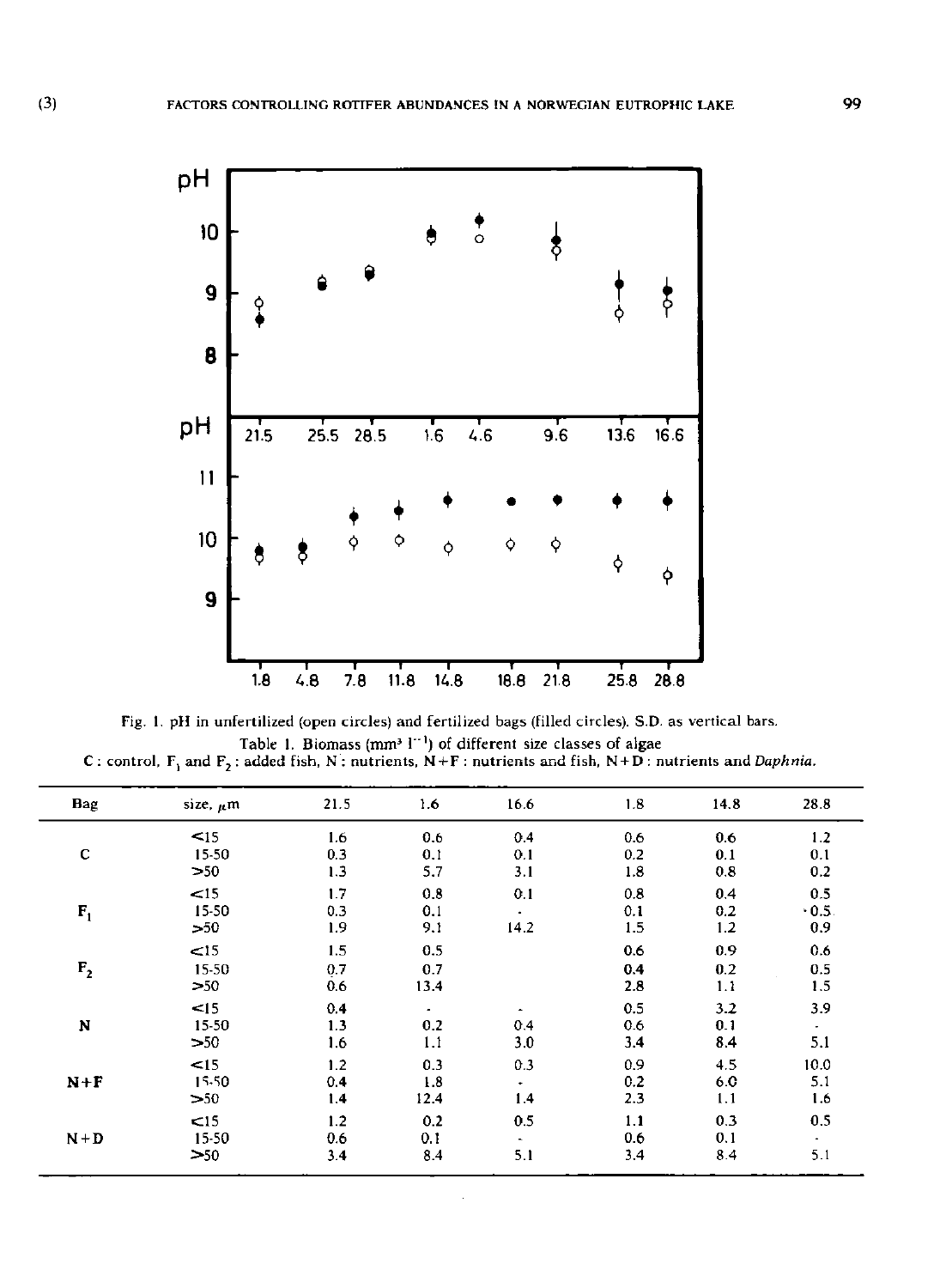Fig. 1. pH in unfertilized (open circles) and fertilized bags (filled circles). S.D. as vertical bars.

Table 1. Biomass (mm³ l⁻¹) of different size classes of algae
C : control, $F_1$ and $F_2$ : added fish, N : nutrients, N+F : nutrients and fish, N+D : nutrients and *Daphnia*.

| Bag | size, μm | 21.5 | 1.6 | 16.6 | 1.8 | 14.8 | 28.8 |
|---|---|---|---|---|---|---|---|
| | <15 | 1.6 | 0.6 | 0.4 | 0.6 | 0.6 | 1.2 |
| C | 15-50 | 0.3 | 0.1 | 0.1 | 0.2 | 0.1 | 0.1 |
| | >50 | 1.3 | 5.7 | 3.1 | 1.8 | 0.8 | 0.2 |
| | <15 | 1.7 | 0.8 | 0.1 | 0.8 | 0.4 | 0.5 |
| $F_1$ | 15-50 | 0.3 | 0.1 | - | 0.1 | 0.2 | ·0.5 |
| | >50 | 1.9 | 9.1 | 14.2 | 1.5 | 1.2 | 0.9 |
| | <15 | 1.5 | 0.5 | | 0.6 | 0.9 | 0.6 |
| $F_2$ | 15-50 | 0.7 | 0.7 | | 0.4 | 0.2 | 0.5 |
| | >50 | 0.6 | 13.4 | | 2.8 | 1.1 | 1.5 |
| | <15 | 0.4 | - | - | 0.5 | 3.2 | 3.9 |
| N | 15-50 | 1.3 | 0.2 | 0.4 | 0.6 | 0.1 | - |
| | >50 | 1.6 | 1.1 | 3.0 | 3.4 | 8.4 | 5.1 |
| | <15 | 1.2 | 0.3 | 0.3 | 0.9 | 4.5 | 10.0 |
| N+F | 15-50 | 0.4 | 1.8 | - | 0.2 | 6.0 | 5.1 |
| | >50 | 1.4 | 12.4 | 1.4 | 2.3 | 1.1 | 1.6 |
| | <15 | 1.2 | 0.2 | 0.5 | 1.1 | 0.3 | 0.5 |
| N+D | 15-50 | 0.6 | 0.1 | - | 0.6 | 0.1 | - |
| | >50 | 3.4 | 8.4 | 5.1 | 3.4 | 8.4 | 5.1 |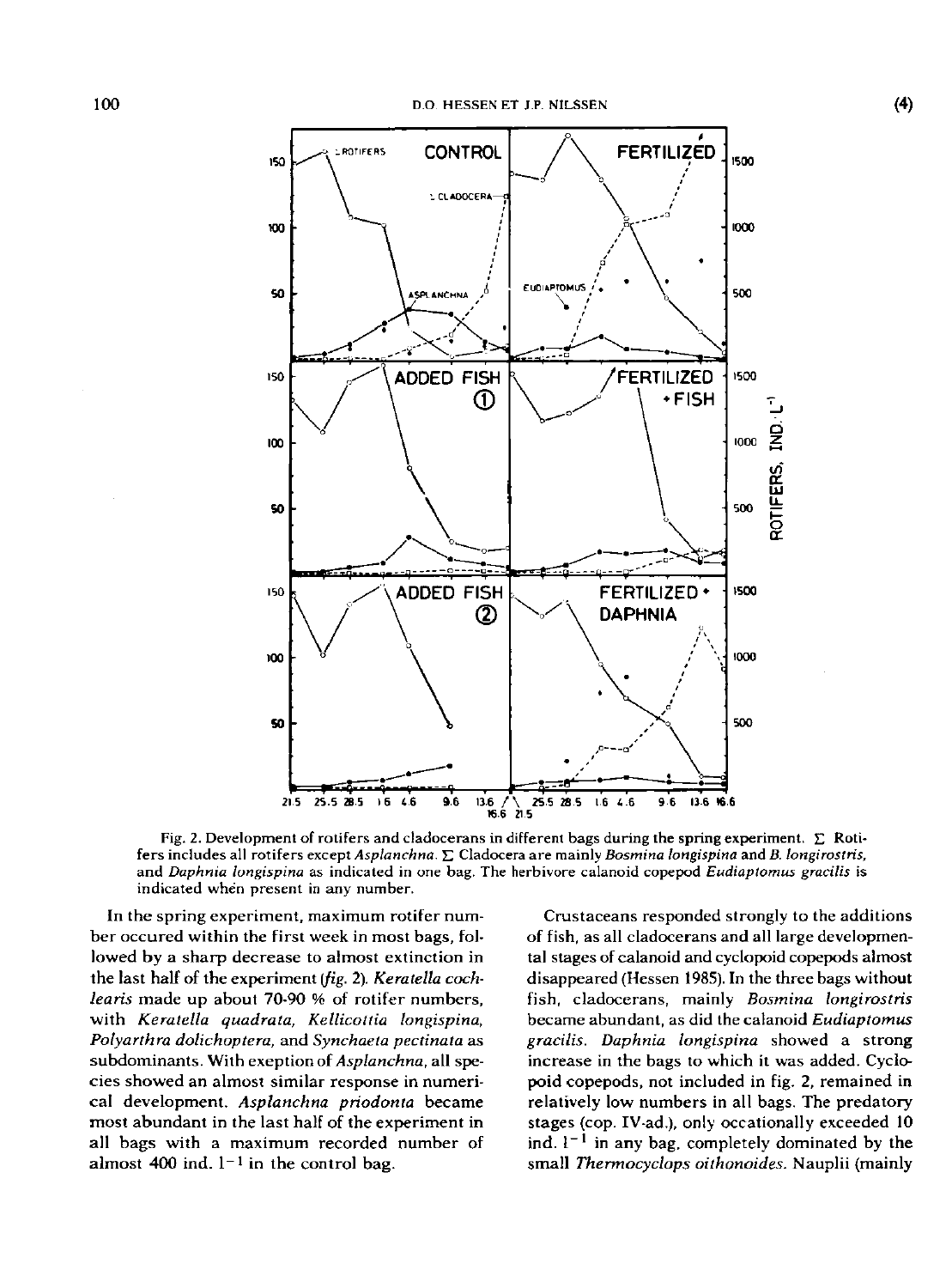Fig. 2. Development of rotifers and cladocerans in different bags during the spring experiment. Σ Rotifers includes all rotifers except *Asplanchna*. Σ Cladocera are mainly *Bosmina longispina* and *B. longirostris*, and *Daphnia longispina* as indicated in one bag. The herbivore calanoid copepod *Eudiaptomus gracilis* is indicated when present in any number.

In the spring experiment, maximum rotifer number occured within the first week in most bags, followed by a sharp decrease to almost extinction in the last half of the experiment (*fig. 2*). *Keratella cochlearis* made up about 70-90 % of rotifer numbers, with *Keratella quadrata, Kellicottia longispina, Polyarthra dolichoptera,* and *Synchaeta pectinata* as subdominants. With exeption of *Asplanchna*, all species showed an almost similar response in numerical development. *Asplanchna priodonta* became most abundant in the last half of the experiment in all bags with a maximum recorded number of almost 400 ind. $l^{-1}$ in the control bag.

Crustaceans responded strongly to the additions of fish, as all cladocerans and all large developmental stages of calanoid and cyclopoid copepods almost disappeared (Hessen 1985). In the three bags without fish, cladocerans, mainly *Bosmina longirostris* became abundant, as did the calanoid *Eudiaptomus gracilis*. *Daphnia longispina* showed a strong increase in the bags to which it was added. Cyclopoid copepods, not included in fig. 2, remained in relatively low numbers in all bags. The predatory stages (cop. IV-ad.), only occationally exceeded 10 ind. $l^{-1}$ in any bag, completely dominated by the small *Thermocyclops oithonoides*. Nauplii (mainly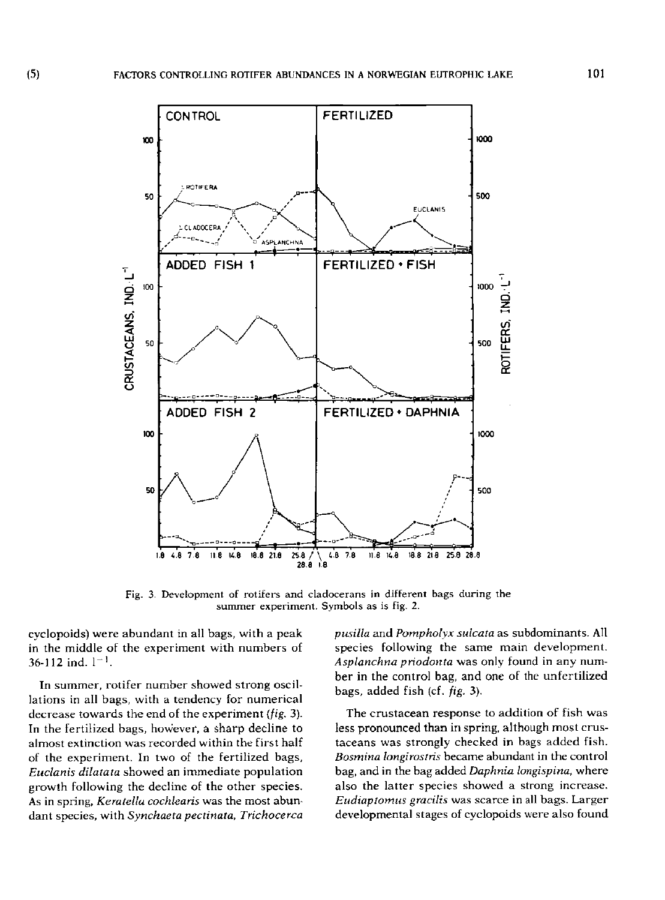Fig. 3. Development of rotifers and cladocerans in different bags during the summer experiment. Symbols as is fig. 2.

cyclopoids) were abundant in all bags, with a peak in the middle of the experiment with numbers of 36-112 ind. $l^{-1}$.

In summer, rotifer number showed strong oscillations in all bags, with a tendency for numerical decrease towards the end of the experiment (*fig.* 3). In the fertilized bags, however, a sharp decline to almost extinction was recorded within the first half of the experiment. In two of the fertilized bags, *Euclanis dilatata* showed an immediate population growth following the decline of the other species. As in spring, *Keratella cochlearis* was the most abundant species, with *Synchaeta pectinata, Trichocerca pusilla* and *Pompholyx sulcata* as subdominants. All species following the same main development. *Asplanchna priodonta* was only found in any number in the control bag, and one of the unfertilized bags, added fish (cf. *fig.* 3).

The crustacean response to addition of fish was less pronounced than in spring, although most crustaceans was strongly checked in bags added fish. *Bosmina longirostris* became abundant in the control bag, and in the bag added *Daphnia longispina*, where also the latter species showed a strong increase. *Eudiaptomus gracilis* was scarce in all bags. Larger developmental stages of cyclopoids were also found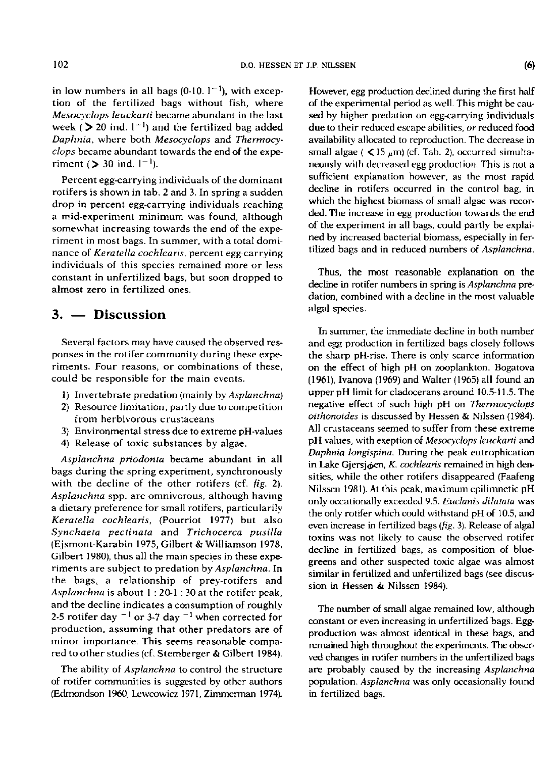in low numbers in all bags (0-10. $l^{-1}$), with exception of the fertilized bags without fish, where *Mesocyclops leuckarti* became abundant in the last week ($> 20$ ind. $l^{-1}$) and the fertilized bag added *Daphnia*, where both *Mesocyclops* and *Thermocyclops* became abundant towards the end of the experiment ($> 30$ ind. $l^{-1}$).

Percent egg-carrying individuals of the dominant rotifers is shown in tab. 2 and 3. In spring a sudden drop in percent egg-carrying individuals reaching a mid-experiment minimum was found, although somewhat increasing towards the end of the experiment in most bags. In summer, with a total dominance of *Keratella cochlearis*, percent egg-carrying individuals of this species remained more or less constant in unfertilized bags, but soon dropped to almost zero in fertilized ones.

## 3. — Discussion

Several factors may have caused the observed responses in the rotifer community during these experiments. Four reasons, or combinations of these, could be responsible for the main events.

1) Invertebrate predation (mainly by *Asplanchna*)
2) Resource limitation, partly due to competition from herbivorous crustaceans
3) Environmental stress due to extreme pH-values
4) Release of toxic substances by algae.

*Asplanchna priodonta* became abundant in all bags during the spring experiment, synchronously with the decline of the other rotifers (cf. *fig.* 2). *Asplanchna* spp. are omnivorous, although having a dietary preference for small rotifers, particularily *Keratella cochlearis*, (Pourriot 1977) but also *Synchaeta pectinata* and *Trichocerca pusilla* (Ejsmont-Karabin 1975, Gilbert & Williamson 1978, Gilbert 1980), thus all the main species in these experiments are subject to predation by *Asplanchna*. In the bags, a relationship of prey-rotifers and *Asplanchna* is about 1 : 20-1 : 30 at the rotifer peak, and the decline indicates a consumption of roughly 2-5 rotifer day $^{-1}$ or 3-7 day $^{-1}$ when corrected for production, assuming that other predators are of minor importance. This seems reasonable compared to other studies (cf. Stemberger & Gilbert 1984).

The ability of *Asplanchna* to control the structure of rotifer communities is suggested by other authors (Edmondson 1960, Lewcowicz 1971, Zimmerman 1974). However, egg production declined during the first half of the experimental period as well. This might be caused by higher predation on egg-carrying individuals due to their reduced escape abilities, *or* reduced food availability allocated to reproduction. The decrease in small algae ($< 15$ $\mu$m) (cf. Tab. 2), occurred simultaneously with decreased egg production. This is not a sufficient explanation however, as the most rapid decline in rotifers occurred in the control bag, in which the highest biomass of small algae was recorded. The increase in egg production towards the end of the experiment in all bags, could partly be explained by increased bacterial biomass, especially in fertilized bags and in reduced numbers of *Asplanchna*.

Thus, the most reasonable explanation on the decline in rotifer numbers in spring is *Asplanchna* predation, combined with a decline in the most valuable algal species.

In summer, the immediate decline in both number and egg production in fertilized bags closely follows the sharp pH-rise. There is only scarce information on the effect of high pH on zooplankton. Bogatova (1961), Ivanova (1969) and Walter (1965) all found an upper pH limit for cladocerans around 10.5-11.5. The negative effect of such high pH on *Thermocyclops oithonoides* is discussed by Hessen & Nilssen (1984). All crustaceans seemed to suffer from these extreme pH values, with exeption of *Mesocyclops leuckarti* and *Daphnia longispina*. During the peak eutrophication in Lake Gjersjøen, *K. cochlearis* remained in high densities, while the other rotifers disappeared (Faafeng Nilssen 1981). At this peak, maximum epilimnetic pH only occasionally exceeded 9.5. *Euclanis dilatata* was the only rotifer which could withstand pH of 10.5, and even increase in fertilized bags (*fig.* 3). Release of algal toxins was not likely to cause the observed rotifer decline in fertilized bags, as composition of blue-greens and other suspected toxic algae was almost similar in fertilized and unfertilized bags (see discussion in Hessen & Nilssen 1984).

The number of small algae remained low, although constant or even increasing in unfertilized bags. Egg-production was almost identical in these bags, and remained high throughout the experiments. The observed changes in rotifer numbers in the unfertilized bags are probably caused by the increasing *Asplanchna* population. *Asplanchna* was only occasionally found in fertilized bags.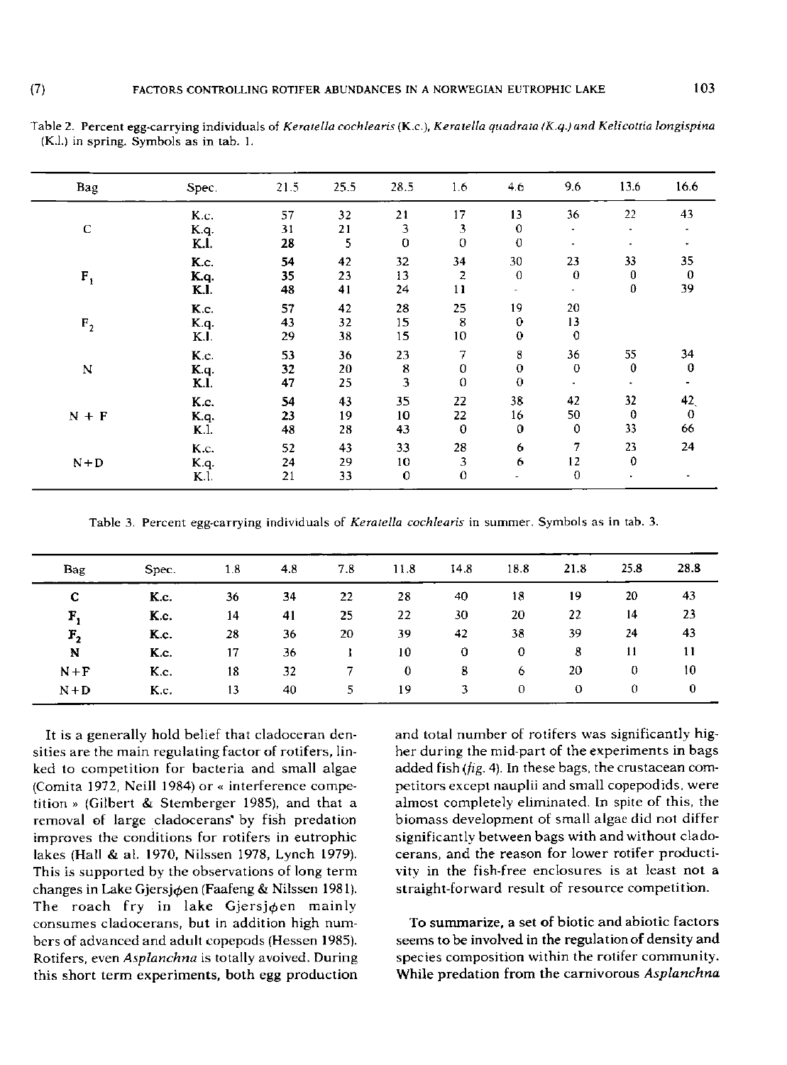Table 2. Percent egg-carrying individuals of *Keratella cochlearis* (K.c.), *Keratella quadrata* (K.q.) and *Kelicottia longispina* (K.l.) in spring. Symbols as in tab. 1.

| Bag | Spec. | 21.5 | 25.5 | 28.5 | 1.6 | 4.6 | 9.6 | 13.6 | 16.6 |
|---|---|---|---|---|---|---|---|---|---|
| C | K.c. | 57 | 32 | 21 | 17 | 13 | 36 | 22 | 43 |
| | K.q. | 31 | 21 | 3 | 3 | 0 | - | - | - |
| | K.l. | 28 | 5 | 0 | 0 | 0 | - | - | - |
| $F_1$ | K.c. | 54 | 42 | 32 | 34 | 30 | 23 | 33 | 35 |
| | K.q. | 35 | 23 | 13 | 2 | 0 | 0 | 0 | 0 |
| | K.l. | 48 | 41 | 24 | 11 | - | - | 0 | 39 |
| $F_2$ | K.c. | 57 | 42 | 28 | 25 | 19 | 20 | | |
| | K.q. | 43 | 32 | 15 | 8 | 0 | 13 | | |
| | K.l. | 29 | 38 | 15 | 10 | 0 | 0 | | |
| N | K.c. | 53 | 36 | 23 | 7 | 8 | 36 | 55 | 34 |
| | K.q. | 32 | 20 | 8 | 0 | 0 | 0 | 0 | 0 |
| | K.l. | 47 | 25 | 3 | 0 | 0 | - | - | - |
| N + F | K.c. | 54 | 43 | 35 | 22 | 38 | 42 | 32 | 42 |
| | K.q. | 23 | 19 | 10 | 22 | 16 | 50 | 0 | 0 |
| | K.l. | 48 | 28 | 43 | 0 | 0 | 0 | 33 | 66 |
| N+D | K.c. | 52 | 43 | 33 | 28 | 6 | 7 | 23 | 24 |
| | K.q. | 24 | 29 | 10 | 3 | 6 | 12 | 0 | |
| | K.l. | 21 | 33 | 0 | 0 | - | 0 | - | - |

Table 3. Percent egg-carrying individuals of *Keratella cochlearis* in summer. Symbols as in tab. 3.

| Bag | Spec. | 1.8 | 4.8 | 7.8 | 11.8 | 14.8 | 18.8 | 21.8 | 25.8 | 28.8 |
|---|---|---|---|---|---|---|---|---|---|---|
| C | K.c. | 36 | 34 | 22 | 28 | 40 | 18 | 19 | 20 | 43 |
| $F_1$ | K.c. | 14 | 41 | 25 | 22 | 30 | 20 | 22 | 14 | 23 |
| $F_2$ | K.c. | 28 | 36 | 20 | 39 | 42 | 38 | 39 | 24 | 43 |
| N | K.c. | 17 | 36 | 1 | 10 | 0 | 0 | 8 | 11 | 11 |
| N+F | K.c. | 18 | 32 | 7 | 0 | 8 | 6 | 20 | 0 | 10 |
| N+D | K.c. | 13 | 40 | 5 | 19 | 3 | 0 | 0 | 0 | 0 |

It is a generally hold belief that cladoceran densities are the main regulating factor of rotifers, linked to competition for bacteria and small algae (Comita 1972, Neill 1984) or « interference competition » (Gilbert & Stemberger 1985), and that a removal of large cladocerans' by fish predation improves the conditions for rotifers in eutrophic lakes (Hall & al. 1970, Nilssen 1978, Lynch 1979). This is supported by the observations of long term changes in Lake Gjersjøen (Faafeng & Nilssen 1981). The roach fry in lake Gjersjøen mainly consumes cladocerans, but in addition high numbers of advanced and adult copepods (Hessen 1985). Rotifers, even *Asplanchna* is totally avoived. During this short term experiments, both egg production and total number of rotifers was significantly higher during the mid-part of the experiments in bags added fish (*fig.* 4). In these bags, the crustacean competitors except nauplii and small copepodids, were almost completely eliminated. In spite of this, the biomass development of small algae did not differ significantly between bags with and without cladocerans, and the reason for lower rotifer productivity in the fish-free enclosures is at least not a straight-forward result of resource competition.

To summarize, a set of biotic and abiotic factors seems to be involved in the regulation of density and species composition within the rotifer community. While predation from the carnivorous *Asplanchna*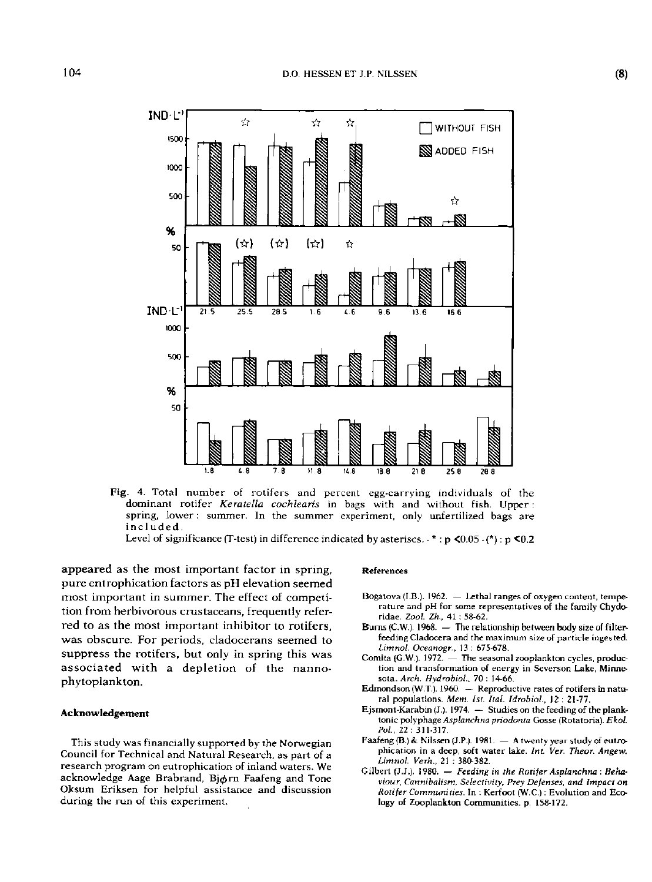Fig. 4. Total number of rotifers and percent egg-carrying individuals of the dominant rotifer *Keratella cochlearis* in bags with and without fish. Upper: spring, lower: summer. In the summer experiment, only unfertilized bags are included.
Level of significance (T-test) in difference indicated by asterisces. - * : $p < 0.05$ - (*) : $p < 0.2$

appeared as the most important factor in spring, pure entrophication factors as pH elevation seemed most important in summer. The effect of competition from herbivorous crustaceans, frequently referred to as the most important inhibitor to rotifers, was obscure. For periods, cladocerans seemed to suppress the rotifers, but only in spring this was associated with a depletion of the nannophytoplankton.

### Acknowledgement

This study was financially supported by the Norwegian Council for Technical and Natural Research, as part of a research program on eutrophication of inland waters. We acknowledge Aage Brabrand, Bjφrn Faafeng and Tone Oksum Eriksen for helpful assistance and discussion during the run of this experiment.

### References

Bogatova (I.B.). 1962. — Lethal ranges of oxygen content, temperature and pH for some representatives of the family Chydoridae. *Zool. Zh.*, 41 : 58-62.

Burns (C.W.). 1968. — The relationship between body size of filter-feeding Cladocera and the maximum size of particle ingested. *Limnol. Oceanogr.*, 13 : 675-678.

Comita (G.W.). 1972. — The seasonal zooplankton cycles, production and transformation of energy in Severson Lake, Minnesota. *Arch. Hydrobiol.*, 70 : 14-66.

Edmondson (W.T.). 1960. — Reproductive rates of rotifers in natural populations. *Mem. Ist. Ital. Idrobiol.*, 12 : 21-77.

Ejsmont-Karabin (J.). 1974. — Studies on the feeding of the planktonic polyphage *Asplanchna priodonta* Gosse (Rotatoria). *Ekol. Pol.*, 22 : 311-317.

Faafeng (B.) & Nilssen (J.P.). 1981. — A twenty year study of eutrophication in a deep, soft water lake. *Int. Ver. Theor. Angew. Limnol. Verh.*, 21 : 380-382.

Gilbert (J.J.). 1980. — *Feeding in the Rotifer Asplanchna : Behaviour, Cannibalism, Selectivity, Prey Defenses, and Impact on Rotifer Communities*. In : Kerfoot (W.C.) : Evolution and Ecology of Zooplankton Communities. p. 158-172.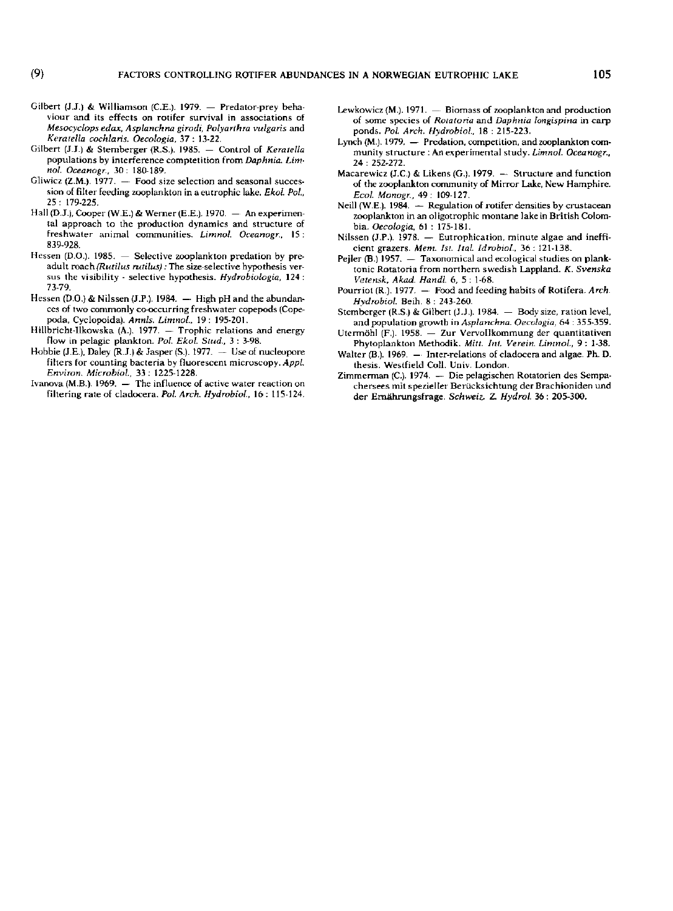Gilbert (J.J.) & Williamson (C.E.). 1979. — Predator-prey behaviour and its effects on rotifer survival in associations of *Mesocyclops edax, Asplanchna girodi, Polyarthra vulgaris* and *Keratella cochlaris*. *Oecologia*, 37 : 13-22.

Gilbert (J.J.) & Stemberger (R.S.). 1985. — Control of *Keratella* populations by interference comptetition from *Daphnia*. *Limnol. Oceanogr.*, 30 : 180-189.

Gliwicz (Z.M.). 1977. — Food size selection and seasonal succession of filter feeding zooplankton in a eutrophic lake. *Ekol. Pol.*, 25 : 179-225.

Hall (D.J.), Cooper (W.E.) & Werner (E.E.). 1970. — An experimental approach to the production dynamics and structure of freshwater animal communities. *Limnol. Oceanogr.*, 15 : 839-928.

Hessen (D.O.). 1985. — Selective zooplankton predation by preadult roach *(Rutilus rutilus)* : The size-selective hypothesis versus the visibility - selective hypothesis. *Hydrobiologia*, 124 : 73-79.

Hessen (D.O.) & Nilssen (J.P.). 1984. — High pH and the abundances of two commonly co-occurring freshwater copepods (Copepoda, Cyclopoida). *Annls. Limnol.*, 19 : 195-201.

Hillbricht-Ilkowska (A.). 1977. — Trophic relations and energy flow in pelagic plankton. *Pol. Ekol. Stud.*, 3 : 3-98.

Hobbie (J.E.), Daley (R.J.) & Jasper (S.). 1977. — Use of nucleopore filters for counting bacteria by fluorescent microscopy. *Appl. Environ. Microbiol.*, 33 : 1225-1228.

Ivanova (M.B.). 1969. — The influence of active water reaction on filtering rate of cladocera. *Pol. Arch. Hydrobiol.*, 16 : 115-124.

Lewkowicz (M.). 1971. — Biomass of zooplankton and production of some species of *Rotatoria* and *Daphnia longispina* in carp ponds. *Pol. Arch. Hydrobiol.*, 18 : 215-223.

Lynch (M.). 1979. — Predation, competition, and zooplankton community structure : An experimental study. *Limnol. Oceanogr.*, 24 : 252-272.

Macarewicz (J.C.) & Likens (G.). 1979. — Structure and function of the zooplankton community of Mirror Lake, New Hamphire. *Ecol. Monogr.*, 49 : 109-127.

Neill (W.E.). 1984. — Regulation of rotifer densities by crustacean zooplankton in an oligotrophic montane lake in British Colombia. *Oecologia*, 61 : 175-181.

Nilssen (J.P.). 1978. — Eutrophication, minute algae and inefficient grazers. *Mem. Ist. Ital. Idrobiol.*, 36 : 121-138.

Pejler (B.) 1957. — Taxonomical and ecological studies on planktonic Rotatoria from northern swedish Lappland. *K. Svenska Vetensk. Akad. Handl.* 6, 5 : 1-68.

Pourriot (R.). 1977. — Food and feeding habits of Rotifera. *Arch. Hydrobiol.* Beih. 8 : 243-260.

Stemberger (R.S.) & Gilbert (J.J.). 1984. — Body size, ration level, and population growth in *Asplanchna*. *Oecologia*, 64 : 355-359.

Utermöhl (F.). 1958. — Zur Vervollkommung der quantitativen Phytoplankton Methodik. *Mitt. Int. Verein. Limnol.*, 9 : 1-38.

Walter (B.). 1969. — Inter-relations of cladocera and algae. Ph. D. thesis. Westfield Coll. Univ. London.

Zimmerman (C.). 1974. — Die pelagischen Rotatorien des Sempachersees mit spezieller Berücksichtung der Brachioniden und der Ernährungsfrage. *Schweiz. Z. Hydrol.* 36 : 205-300.